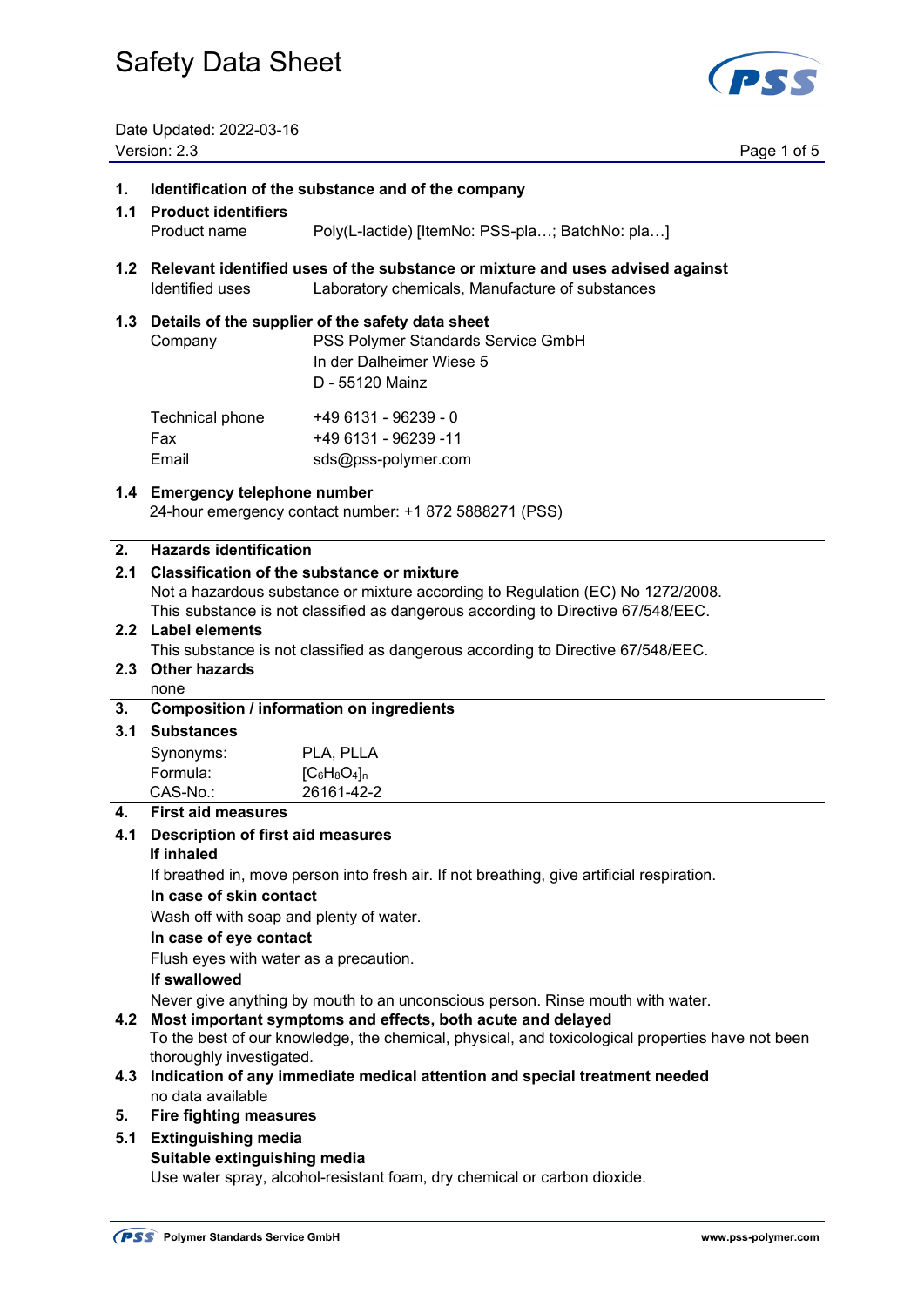# Safety Data Sheet

Date Updated: 2022-03-16
Version: 2.3

## 1. Identification of the substance and of the company

### 1.1 Product identifiers

Product name Poly(L-lactide) [ItemNo: PSS-pla…; BatchNo: pla…]

### 1.2 Relevant identified uses of the substance or mixture and uses advised against

Identified uses Laboratory chemicals, Manufacture of substances

### 1.3 Details of the supplier of the safety data sheet

Company PSS Polymer Standards Service GmbH
In der Dalheimer Wiese 5
D - 55120 Mainz

Technical phone +49 6131 - 96239 - 0
Fax +49 6131 - 96239 -11
Email sds@pss-polymer.com

### 1.4 Emergency telephone number

24-hour emergency contact number: +1 872 5888271 (PSS)

## 2. Hazards identification

### 2.1 Classification of the substance or mixture

Not a hazardous substance or mixture according to Regulation (EC) No 1272/2008.
This substance is not classified as dangerous according to Directive 67/548/EEC.

### 2.2 Label elements

This substance is not classified as dangerous according to Directive 67/548/EEC.

### 2.3 Other hazards

none

## 3. Composition / information on ingredients

### 3.1 Substances

Synonyms: PLA, PLLA
Formula: $[C_6H_8O_4]_n$
CAS-No.: 26161-42-2

## 4. First aid measures

### 4.1 Description of first aid measures

**If inhaled**

If breathed in, move person into fresh air. If not breathing, give artificial respiration.

**In case of skin contact**

Wash off with soap and plenty of water.

**In case of eye contact**

Flush eyes with water as a precaution.

**If swallowed**

Never give anything by mouth to an unconscious person. Rinse mouth with water.

### 4.2 Most important symptoms and effects, both acute and delayed

To the best of our knowledge, the chemical, physical, and toxicological properties have not been thoroughly investigated.

### 4.3 Indication of any immediate medical attention and special treatment needed

no data available

## 5. Fire fighting measures

### 5.1 Extinguishing media

**Suitable extinguishing media**

Use water spray, alcohol-resistant foam, dry chemical or carbon dioxide.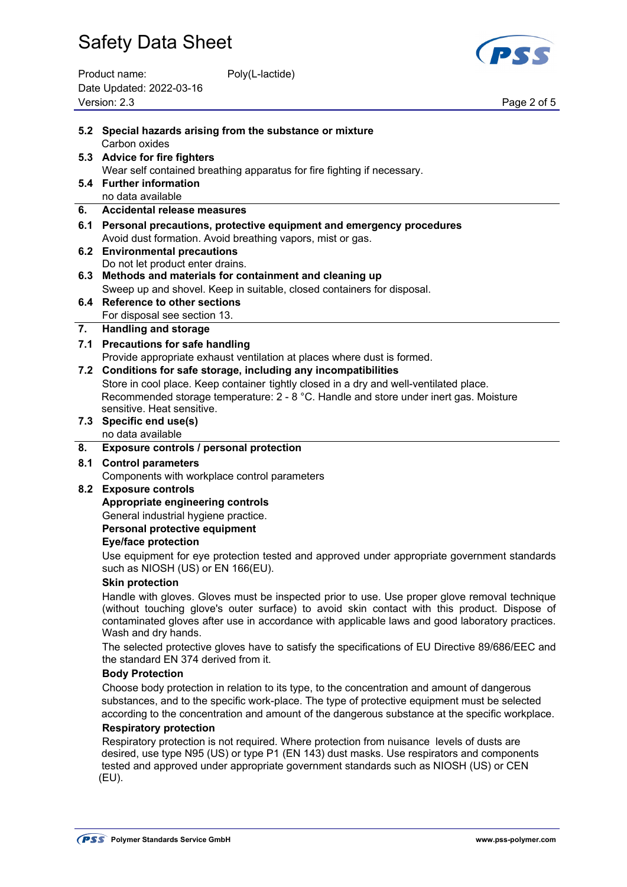**5.2 Special hazards arising from the substance or mixture**

Carbon oxides

**5.3 Advice for fire fighters**

Wear self contained breathing apparatus for fire fighting if necessary.

**5.4 Further information**

no data available

## 6. Accidental release measures

**6.1 Personal precautions, protective equipment and emergency procedures**

Avoid dust formation. Avoid breathing vapors, mist or gas.

**6.2 Environmental precautions**

Do not let product enter drains.

**6.3 Methods and materials for containment and cleaning up**

Sweep up and shovel. Keep in suitable, closed containers for disposal.

**6.4 Reference to other sections**

For disposal see section 13.

## 7. Handling and storage

**7.1 Precautions for safe handling**

Provide appropriate exhaust ventilation at places where dust is formed.

**7.2 Conditions for safe storage, including any incompatibilities**

Store in cool place. Keep container tightly closed in a dry and well-ventilated place.
Recommended storage temperature: 2 - 8 °C. Handle and store under inert gas. Moisture sensitive. Heat sensitive.

**7.3 Specific end use(s)**

no data available

## 8. Exposure controls / personal protection

**8.1 Control parameters**

Components with workplace control parameters

**8.2 Exposure controls**

**Appropriate engineering controls**

General industrial hygiene practice.

**Personal protective equipment**

**Eye/face protection**

Use equipment for eye protection tested and approved under appropriate government standards such as NIOSH (US) or EN 166(EU).

**Skin protection**

Handle with gloves. Gloves must be inspected prior to use. Use proper glove removal technique (without touching glove's outer surface) to avoid skin contact with this product. Dispose of contaminated gloves after use in accordance with applicable laws and good laboratory practices. Wash and dry hands.

The selected protective gloves have to satisfy the specifications of EU Directive 89/686/EEC and the standard EN 374 derived from it.

**Body Protection**

Choose body protection in relation to its type, to the concentration and amount of dangerous substances, and to the specific work-place. The type of protective equipment must be selected according to the concentration and amount of the dangerous substance at the specific workplace.

**Respiratory protection**

Respiratory protection is not required. Where protection from nuisance levels of dusts are desired, use type N95 (US) or type P1 (EN 143) dust masks. Use respirators and components tested and approved under appropriate government standards such as NIOSH (US) or CEN (EU).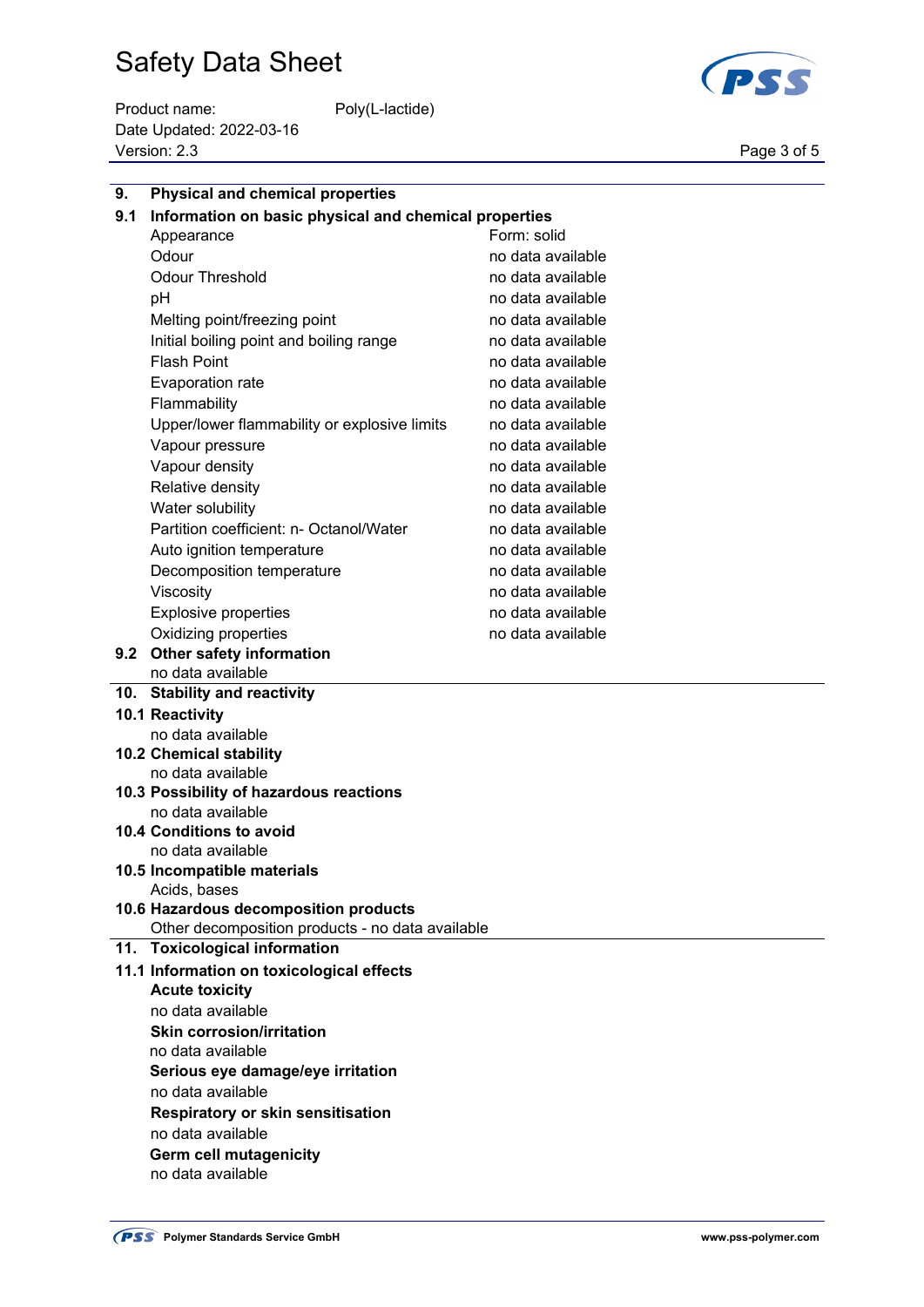## 9. Physical and chemical properties

### 9.1 Information on basic physical and chemical properties

| Property | Value |
|---|---|
| Appearance | Form: solid |
| Odour | no data available |
| Odour Threshold | no data available |
| pH | no data available |
| Melting point/freezing point | no data available |
| Initial boiling point and boiling range | no data available |
| Flash Point | no data available |
| Evaporation rate | no data available |
| Flammability | no data available |
| Upper/lower flammability or explosive limits | no data available |
| Vapour pressure | no data available |
| Vapour density | no data available |
| Relative density | no data available |
| Water solubility | no data available |
| Partition coefficient: n- Octanol/Water | no data available |
| Auto ignition temperature | no data available |
| Decomposition temperature | no data available |
| Viscosity | no data available |
| Explosive properties | no data available |
| Oxidizing properties | no data available |

### 9.2 Other safety information

no data available

## 10. Stability and reactivity

### 10.1 Reactivity

no data available

### 10.2 Chemical stability

no data available

### 10.3 Possibility of hazardous reactions

no data available

### 10.4 Conditions to avoid

no data available

### 10.5 Incompatible materials

Acids, bases

### 10.6 Hazardous decomposition products

Other decomposition products - no data available

## 11. Toxicological information

### 11.1 Information on toxicological effects

**Acute toxicity**

no data available

**Skin corrosion/irritation**

no data available

**Serious eye damage/eye irritation**

no data available

**Respiratory or skin sensitisation**

no data available

**Germ cell mutagenicity**

no data available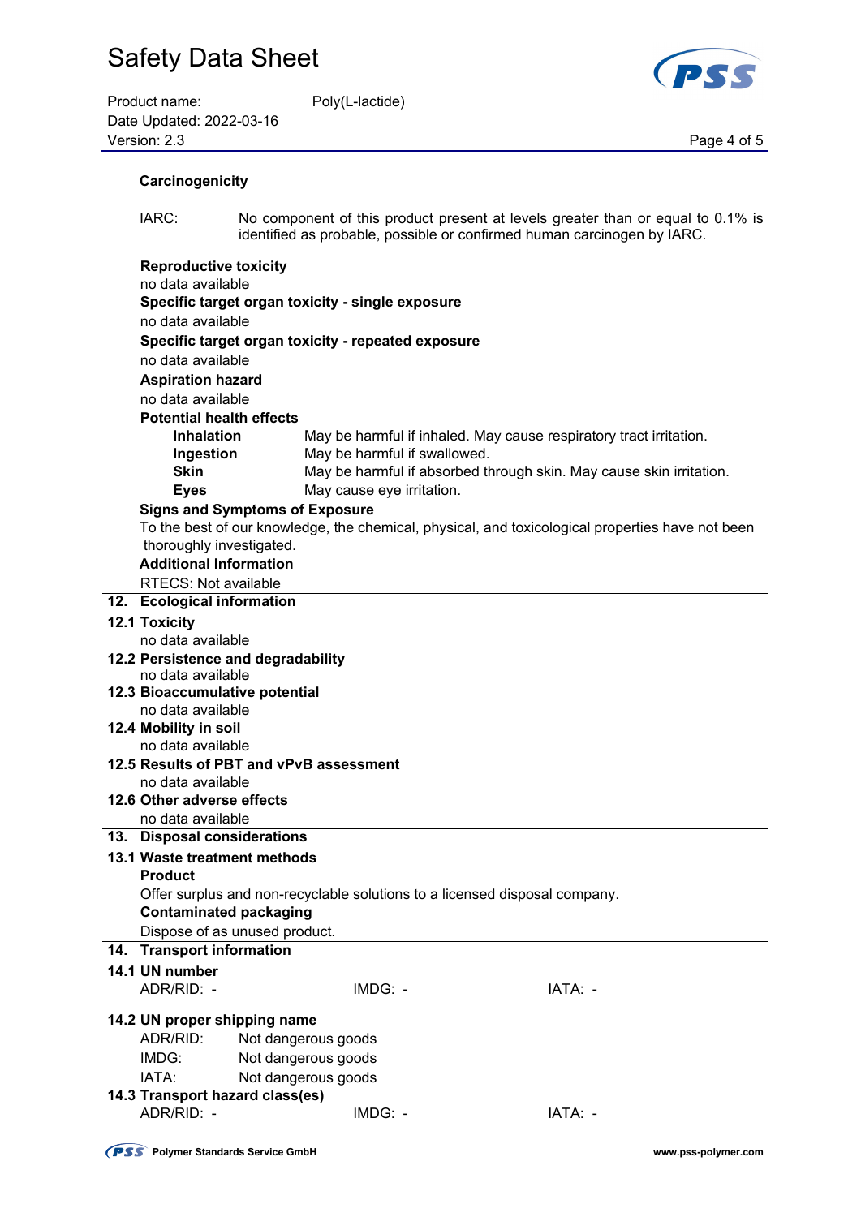**Carcinogenicity**

IARC: No component of this product present at levels greater than or equal to 0.1% is identified as probable, possible or confirmed human carcinogen by IARC.

**Reproductive toxicity**

no data available

**Specific target organ toxicity - single exposure**

no data available

**Specific target organ toxicity - repeated exposure**

no data available

**Aspiration hazard**

no data available

**Potential health effects**

| | |
|---|---|
| **Inhalation** | May be harmful if inhaled. May cause respiratory tract irritation. |
| **Ingestion** | May be harmful if swallowed. |
| **Skin** | May be harmful if absorbed through skin. May cause skin irritation. |
| **Eyes** | May cause eye irritation. |

**Signs and Symptoms of Exposure**

To the best of our knowledge, the chemical, physical, and toxicological properties have not been thoroughly investigated.

**Additional Information**

RTECS: Not available

## 12. Ecological information

### 12.1 Toxicity

no data available

### 12.2 Persistence and degradability

no data available

### 12.3 Bioaccumulative potential

no data available

### 12.4 Mobility in soil

no data available

### 12.5 Results of PBT and vPvB assessment

no data available

### 12.6 Other adverse effects

no data available

## 13. Disposal considerations

### 13.1 Waste treatment methods

**Product**

Offer surplus and non-recyclable solutions to a licensed disposal company.

**Contaminated packaging**

Dispose of as unused product.

## 14. Transport information

### 14.1 UN number

ADR/RID: - IMDG: - IATA: -

### 14.2 UN proper shipping name

ADR/RID: Not dangerous goods

IMDG: Not dangerous goods

IATA: Not dangerous goods

### 14.3 Transport hazard class(es)

ADR/RID: - IMDG: - IATA: -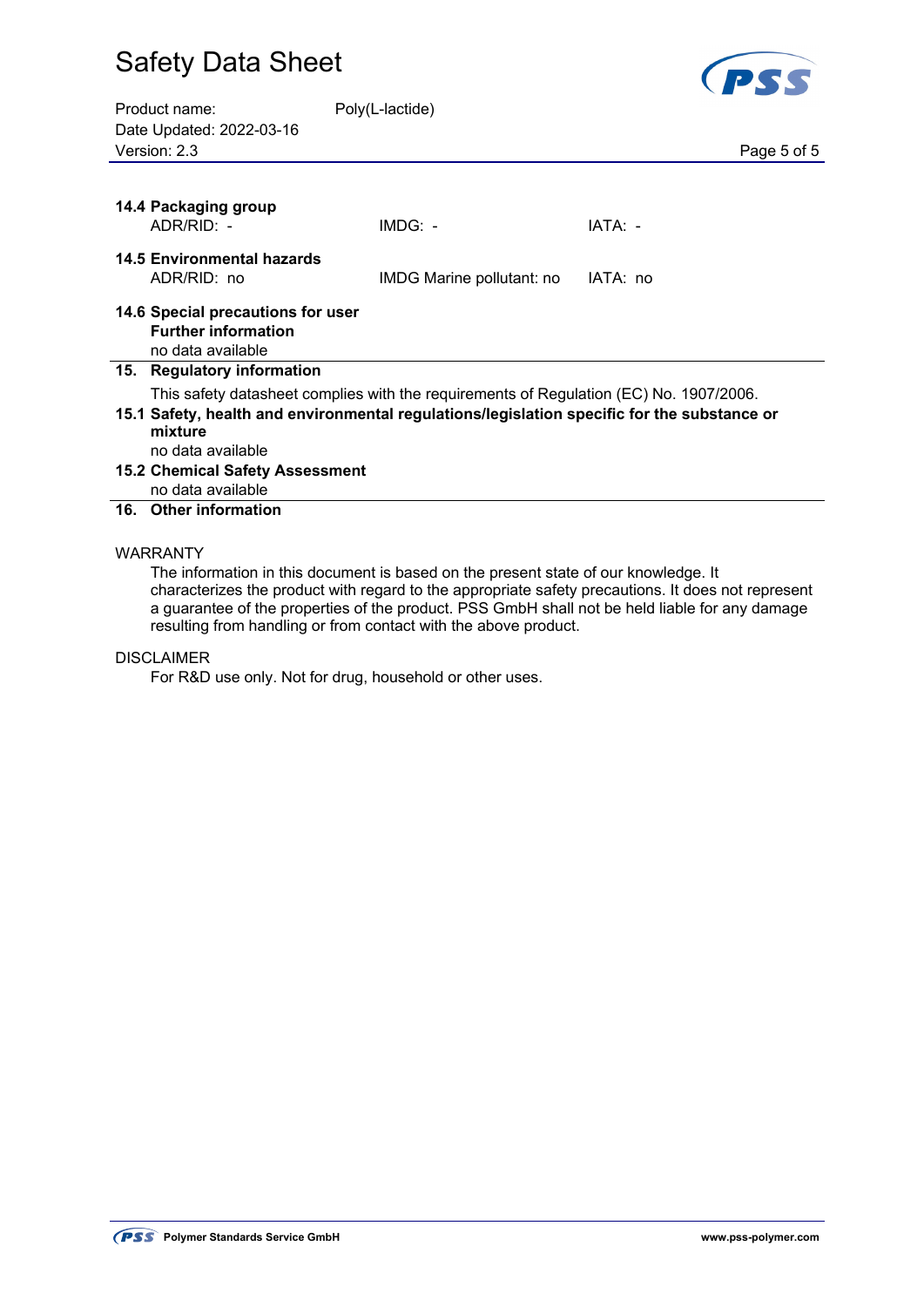**14.4 Packaging group**

| | | |
|---|---|---|
| ADR/RID: - | IMDG: - | IATA: - |

**14.5 Environmental hazards**

| | | |
|---|---|---|
| ADR/RID: no | IMDG Marine pollutant: no | IATA: no |

**14.6 Special precautions for user**

**Further information**

no data available

## 15. Regulatory information

This safety datasheet complies with the requirements of Regulation (EC) No. 1907/2006.

**15.1 Safety, health and environmental regulations/legislation specific for the substance or mixture**

no data available

**15.2 Chemical Safety Assessment**

no data available

## 16. Other information

WARRANTY

The information in this document is based on the present state of our knowledge. It characterizes the product with regard to the appropriate safety precautions. It does not represent a guarantee of the properties of the product. PSS GmbH shall not be held liable for any damage resulting from handling or from contact with the above product.

DISCLAIMER

For R&D use only. Not for drug, household or other uses.